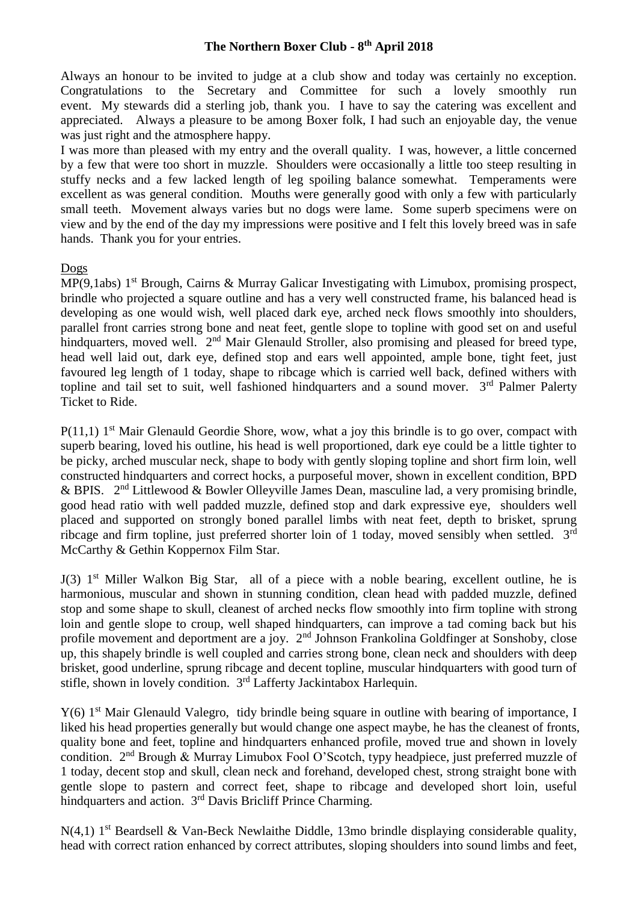# The Northern Boxer Club - 8th April 2018

Always an honour to be invited to judge at a club show and today was certainly no exception. Congratulations to the Secretary and Committee for such a lovely smoothly run event. My stewards did a sterling job, thank you. I have to say the catering was excellent and appreciated. Always a pleasure to be among Boxer folk, I had such an enjoyable day, the venue was just right and the atmosphere happy.

I was more than pleased with my entry and the overall quality. I was, however, a little concerned by a few that were too short in muzzle. Shoulders were occasionally a little too steep resulting in stuffy necks and a few lacked length of leg spoiling balance somewhat. Temperaments were excellent as was general condition. Mouths were generally good with only a few with particularly small teeth. Movement always varies but no dogs were lame. Some superb specimens were on view and by the end of the day my impressions were positive and I felt this lovely breed was in safe hands. Thank you for your entries.

## Dogs

MP(9,1abs) 1st Brough, Cairns & Murray Galicar Investigating with Limubox, promising prospect, brindle who projected a square outline and has a very well constructed frame, his balanced head is developing as one would wish, well placed dark eye, arched neck flows smoothly into shoulders, parallel front carries strong bone and neat feet, gentle slope to topline with good set on and useful hindquarters, moved well. 2nd Mair Glenauld Stroller, also promising and pleased for breed type, head well laid out, dark eye, defined stop and ears well appointed, ample bone, tight feet, just favoured leg length of 1 today, shape to ribcage which is carried well back, defined withers with topline and tail set to suit, well fashioned hindquarters and a sound mover. 3rd Palmer Palerty Ticket to Ride.

P(11,1) 1st Mair Glenauld Geordie Shore, wow, what a joy this brindle is to go over, compact with superb bearing, loved his outline, his head is well proportioned, dark eye could be a little tighter to be picky, arched muscular neck, shape to body with gently sloping topline and short firm loin, well constructed hindquarters and correct hocks, a purposeful mover, shown in excellent condition, BPD & BPIS. 2nd Littlewood & Bowler Olleyville James Dean, masculine lad, a very promising brindle, good head ratio with well padded muzzle, defined stop and dark expressive eye, shoulders well placed and supported on strongly boned parallel limbs with neat feet, depth to brisket, sprung ribcage and firm topline, just preferred shorter loin of 1 today, moved sensibly when settled. 3rd McCarthy & Gethin Koppernox Film Star.

J(3) 1st Miller Walkon Big Star, all of a piece with a noble bearing, excellent outline, he is harmonious, muscular and shown in stunning condition, clean head with padded muzzle, defined stop and some shape to skull, cleanest of arched necks flow smoothly into firm topline with strong loin and gentle slope to croup, well shaped hindquarters, can improve a tad coming back but his profile movement and deportment are a joy. 2nd Johnson Frankolina Goldfinger at Sonshoby, close up, this shapely brindle is well coupled and carries strong bone, clean neck and shoulders with deep brisket, good underline, sprung ribcage and decent topline, muscular hindquarters with good turn of stifle, shown in lovely condition. 3rd Lafferty Jackintabox Harlequin.

Y(6) 1st Mair Glenauld Valegro, tidy brindle being square in outline with bearing of importance, I liked his head properties generally but would change one aspect maybe, he has the cleanest of fronts, quality bone and feet, topline and hindquarters enhanced profile, moved true and shown in lovely condition. 2nd Brough & Murray Limubox Fool O'Scotch, typy headpiece, just preferred muzzle of 1 today, decent stop and skull, clean neck and forehand, developed chest, strong straight bone with gentle slope to pastern and correct feet, shape to ribcage and developed short loin, useful hindquarters and action. 3rd Davis Bricliff Prince Charming.

N(4,1) 1st Beardsell & Van-Beck Newlaithe Diddle, 13mo brindle displaying considerable quality, head with correct ration enhanced by correct attributes, sloping shoulders into sound limbs and feet,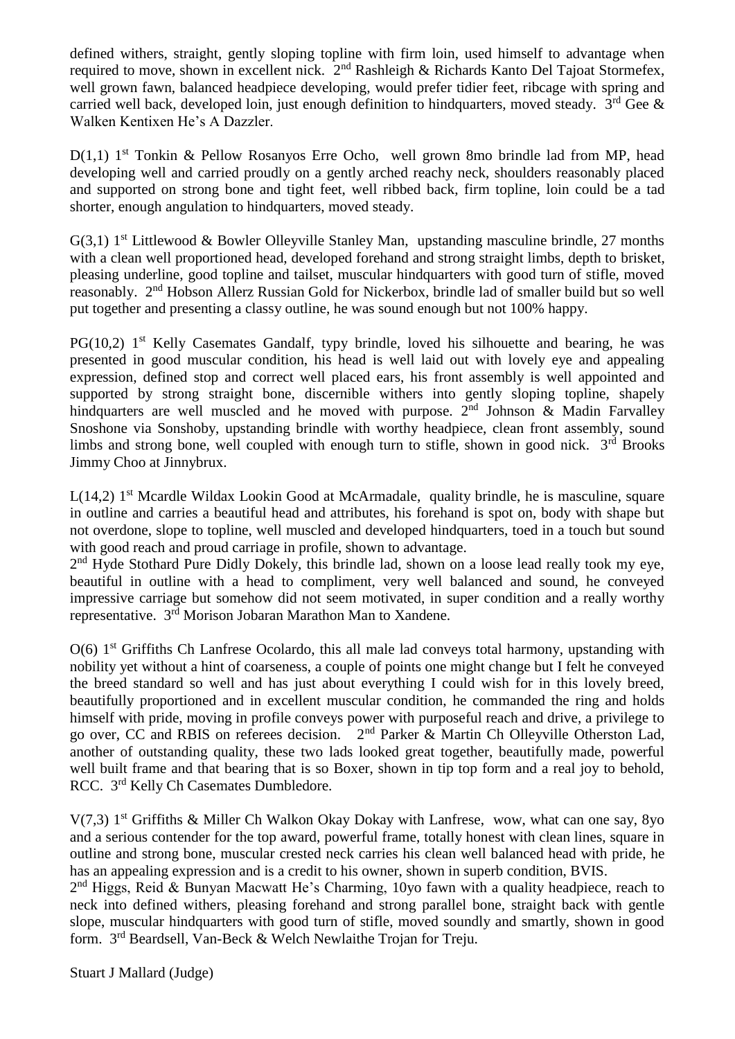defined withers, straight, gently sloping topline with firm loin, used himself to advantage when required to move, shown in excellent nick. 2nd Rashleigh & Richards Kanto Del Tajoat Stormefex, well grown fawn, balanced headpiece developing, would prefer tidier feet, ribcage with spring and carried well back, developed loin, just enough definition to hindquarters, moved steady. 3rd Gee & Walken Kentixen He's A Dazzler.

D(1,1) 1st Tonkin & Pellow Rosanyos Erre Ocho, well grown 8mo brindle lad from MP, head developing well and carried proudly on a gently arched reachy neck, shoulders reasonably placed and supported on strong bone and tight feet, well ribbed back, firm topline, loin could be a tad shorter, enough angulation to hindquarters, moved steady.

G(3,1) 1st Littlewood & Bowler Olleyville Stanley Man, upstanding masculine brindle, 27 months with a clean well proportioned head, developed forehand and strong straight limbs, depth to brisket, pleasing underline, good topline and tailset, muscular hindquarters with good turn of stifle, moved reasonably. 2nd Hobson Allerz Russian Gold for Nickerbox, brindle lad of smaller build but so well put together and presenting a classy outline, he was sound enough but not 100% happy.

PG(10,2) 1st Kelly Casemates Gandalf, typy brindle, loved his silhouette and bearing, he was presented in good muscular condition, his head is well laid out with lovely eye and appealing expression, defined stop and correct well placed ears, his front assembly is well appointed and supported by strong straight bone, discernible withers into gently sloping topline, shapely hindquarters are well muscled and he moved with purpose. 2nd Johnson & Madin Farvalley Snoshone via Sonshoby, upstanding brindle with worthy headpiece, clean front assembly, sound limbs and strong bone, well coupled with enough turn to stifle, shown in good nick. 3rd Brooks Jimmy Choo at Jinnybrux.

L(14,2) 1st Mcardle Wildax Lookin Good at McArmadale, quality brindle, he is masculine, square in outline and carries a beautiful head and attributes, his forehand is spot on, body with shape but not overdone, slope to topline, well muscled and developed hindquarters, toed in a touch but sound with good reach and proud carriage in profile, shown to advantage.
2nd Hyde Stothard Pure Didly Dokely, this brindle lad, shown on a loose lead really took my eye, beautiful in outline with a head to compliment, very well balanced and sound, he conveyed impressive carriage but somehow did not seem motivated, in super condition and a really worthy representative. 3rd Morison Jobaran Marathon Man to Xandene.

O(6) 1st Griffiths Ch Lanfrese Ocolardo, this all male lad conveys total harmony, upstanding with nobility yet without a hint of coarseness, a couple of points one might change but I felt he conveyed the breed standard so well and has just about everything I could wish for in this lovely breed, beautifully proportioned and in excellent muscular condition, he commanded the ring and holds himself with pride, moving in profile conveys power with purposeful reach and drive, a privilege to go over, CC and RBIS on referees decision. 2nd Parker & Martin Ch Olleyville Otherston Lad, another of outstanding quality, these two lads looked great together, beautifully made, powerful well built frame and that bearing that is so Boxer, shown in tip top form and a real joy to behold, RCC. 3rd Kelly Ch Casemates Dumbledore.

V(7,3) 1st Griffiths & Miller Ch Walkon Okay Dokay with Lanfrese, wow, what can one say, 8yo and a serious contender for the top award, powerful frame, totally honest with clean lines, square in outline and strong bone, muscular crested neck carries his clean well balanced head with pride, he has an appealing expression and is a credit to his owner, shown in superb condition, BVIS.
2nd Higgs, Reid & Bunyan Macwatt He's Charming, 10yo fawn with a quality headpiece, reach to neck into defined withers, pleasing forehand and strong parallel bone, straight back with gentle slope, muscular hindquarters with good turn of stifle, moved soundly and smartly, shown in good form. 3rd Beardsell, Van-Beck & Welch Newlaithe Trojan for Treju.

Stuart J Mallard (Judge)